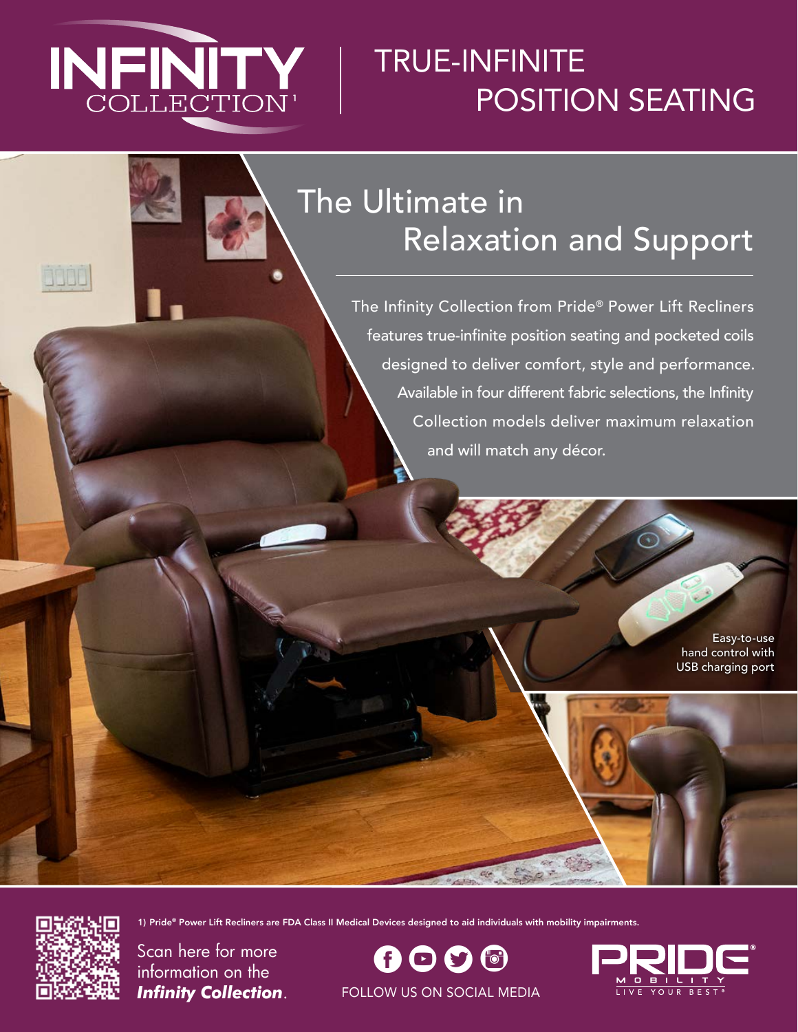# INFINITY COLLECTION[1]

## TRUE-INFINITE POSITION SEATING

## The Ultimate in Relaxation and Support

The Infinity Collection from Pride® Power Lift Recliners features true-infinite position seating and pocketed coils designed to deliver comfort, style and performance. Available in four different fabric selections, the Infinity Collection models deliver maximum relaxation and will match any décor.

Easy-to-use hand control with USB charging port

1) Pride® Power Lift Recliners are FDA Class II Medical Devices designed to aid individuals with mobility impairments.

Scan here for more information on the ***Infinity Collection***.

FOLLOW US ON SOCIAL MEDIA

PRIDE® MOBILITY
LIVE YOUR BEST®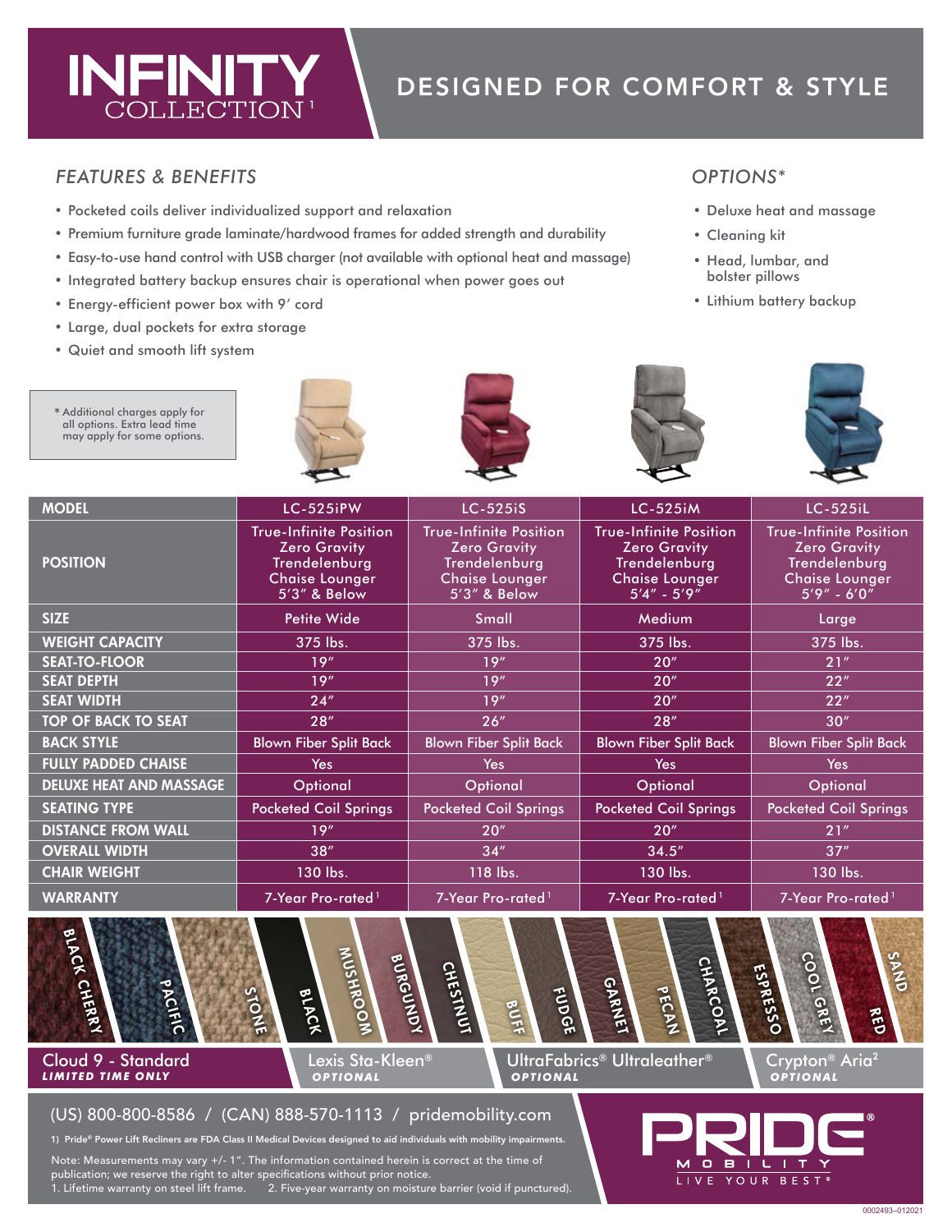# INFINITY COLLECTION[1]

## DESIGNED FOR COMFORT & STYLE

### *FEATURES & BENEFITS*

- Pocketed coils deliver individualized support and relaxation
- Premium furniture grade laminate/hardwood frames for added strength and durability
- Easy-to-use hand control with USB charger (not available with optional heat and massage)
- Integrated battery backup ensures chair is operational when power goes out
- Energy-efficient power box with 9′ cord
- Large, dual pockets for extra storage
- Quiet and smooth lift system

### *OPTIONS**

- Deluxe heat and massage
- Cleaning kit
- Head, lumbar, and bolster pillows
- Lithium battery backup

* Additional charges apply for all options. Extra lead time may apply for some options.

| MODEL | LC-525iPW | LC-525iS | LC-525iM | LC-525iL |
|---|---|---|---|---|
| POSITION | True-Infinite Position Zero Gravity Trendelenburg Chaise Lounger 5′3″ & Below | True-Infinite Position Zero Gravity Trendelenburg Chaise Lounger 5′3″ & Below | True-Infinite Position Zero Gravity Trendelenburg Chaise Lounger 5′4″ - 5′9″ | True-Infinite Position Zero Gravity Trendelenburg Chaise Lounger 5′9″ - 6′0″ |
| SIZE | Petite Wide | Small | Medium | Large |
| WEIGHT CAPACITY | 375 lbs. | 375 lbs. | 375 lbs. | 375 lbs. |
| SEAT-TO-FLOOR | 19″ | 19″ | 20″ | 21″ |
| SEAT DEPTH | 19″ | 19″ | 20″ | 22″ |
| SEAT WIDTH | 24″ | 19″ | 20″ | 22″ |
| TOP OF BACK TO SEAT | 28″ | 26″ | 28″ | 30″ |
| BACK STYLE | Blown Fiber Split Back | Blown Fiber Split Back | Blown Fiber Split Back | Blown Fiber Split Back |
| FULLY PADDED CHAISE | Yes | Yes | Yes | Yes |
| DELUXE HEAT AND MASSAGE | Optional | Optional | Optional | Optional |
| SEATING TYPE | Pocketed Coil Springs | Pocketed Coil Springs | Pocketed Coil Springs | Pocketed Coil Springs |
| DISTANCE FROM WALL | 19″ | 20″ | 20″ | 21″ |
| OVERALL WIDTH | 38″ | 34″ | 34.5″ | 37″ |
| CHAIR WEIGHT | 130 lbs. | 118 lbs. | 130 lbs. | 130 lbs. |
| WARRANTY | 7-Year Pro-rated[1] | 7-Year Pro-rated[1] | 7-Year Pro-rated[1] | 7-Year Pro-rated[1] |

BLACK CHERRY, PACIFIC, STONE — Cloud 9 - Standard *LIMITED TIME ONLY*

BLACK, MUSHROOM, BURGUNDY, CHESTNUT — Lexis Sta-Kleen® *OPTIONAL*

BUFF, FUDGE, GARNET, PECAN, CHARCOAL — UltraFabrics® Ultraleather® *OPTIONAL*

ESPRESSO, COOL GREY, RED, SAND — Crypton® Aria[2] *OPTIONAL*

(US) 800-800-8586 / (CAN) 888-570-1113 / pridemobility.com

1) Pride® Power Lift Recliners are FDA Class II Medical Devices designed to aid individuals with mobility impairments.

Note: Measurements may vary +/- 1″. The information contained herein is correct at the time of publication; we reserve the right to alter specifications without prior notice.
1. Lifetime warranty on steel lift frame. 2. Five-year warranty on moisture barrier (void if punctured).

PRIDE® MOBILITY — LIVE YOUR BEST®

0002493–012021